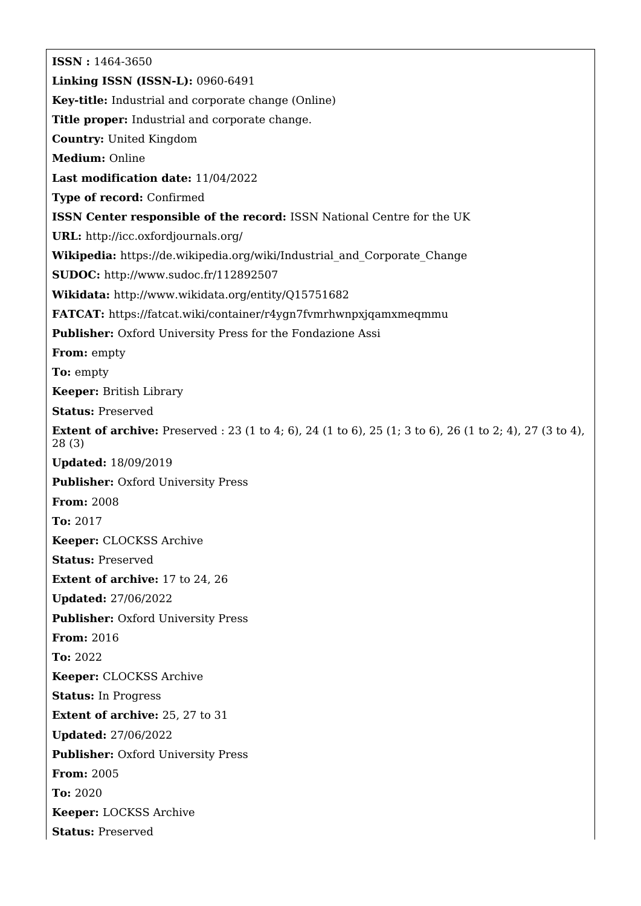**ISSN :** 1464-3650

**Linking ISSN (ISSN-L):** 0960-6491

**Key-title:** Industrial and corporate change (Online)

**Title proper:** Industrial and corporate change.

**Country:** United Kingdom

**Medium:** Online

**Last modification date:** 11/04/2022

**Type of record:** Confirmed

**ISSN Center responsible of the record:** ISSN National Centre for the UK

**URL:** http://icc.oxfordjournals.org/

**Wikipedia:** https://de.wikipedia.org/wiki/Industrial_and_Corporate_Change

**SUDOC:** http://www.sudoc.fr/112892507

**Wikidata:** http://www.wikidata.org/entity/Q15751682

**FATCAT:** https://fatcat.wiki/container/r4ygn7fvmrhwnpxjqamxmeqmmu

**Publisher:** Oxford University Press for the Fondazione Assi

**From:** empty

**To:** empty

**Keeper:** British Library

**Status:** Preserved

**Extent of archive:** Preserved : 23 (1 to 4; 6), 24 (1 to 6), 25 (1; 3 to 6), 26 (1 to 2; 4), 27 (3 to 4), 28 (3)

**Updated:** 18/09/2019

**Publisher:** Oxford University Press

**From:** 2008

**To:** 2017

**Keeper:** CLOCKSS Archive

**Status:** Preserved

**Extent of archive:** 17 to 24, 26

**Updated:** 27/06/2022

**Publisher:** Oxford University Press

**From:** 2016

**To:** 2022

**Keeper:** CLOCKSS Archive

**Status:** In Progress

**Extent of archive:** 25, 27 to 31

**Updated:** 27/06/2022

**Publisher:** Oxford University Press

**From:** 2005

**To:** 2020

**Keeper:** LOCKSS Archive

**Status:** Preserved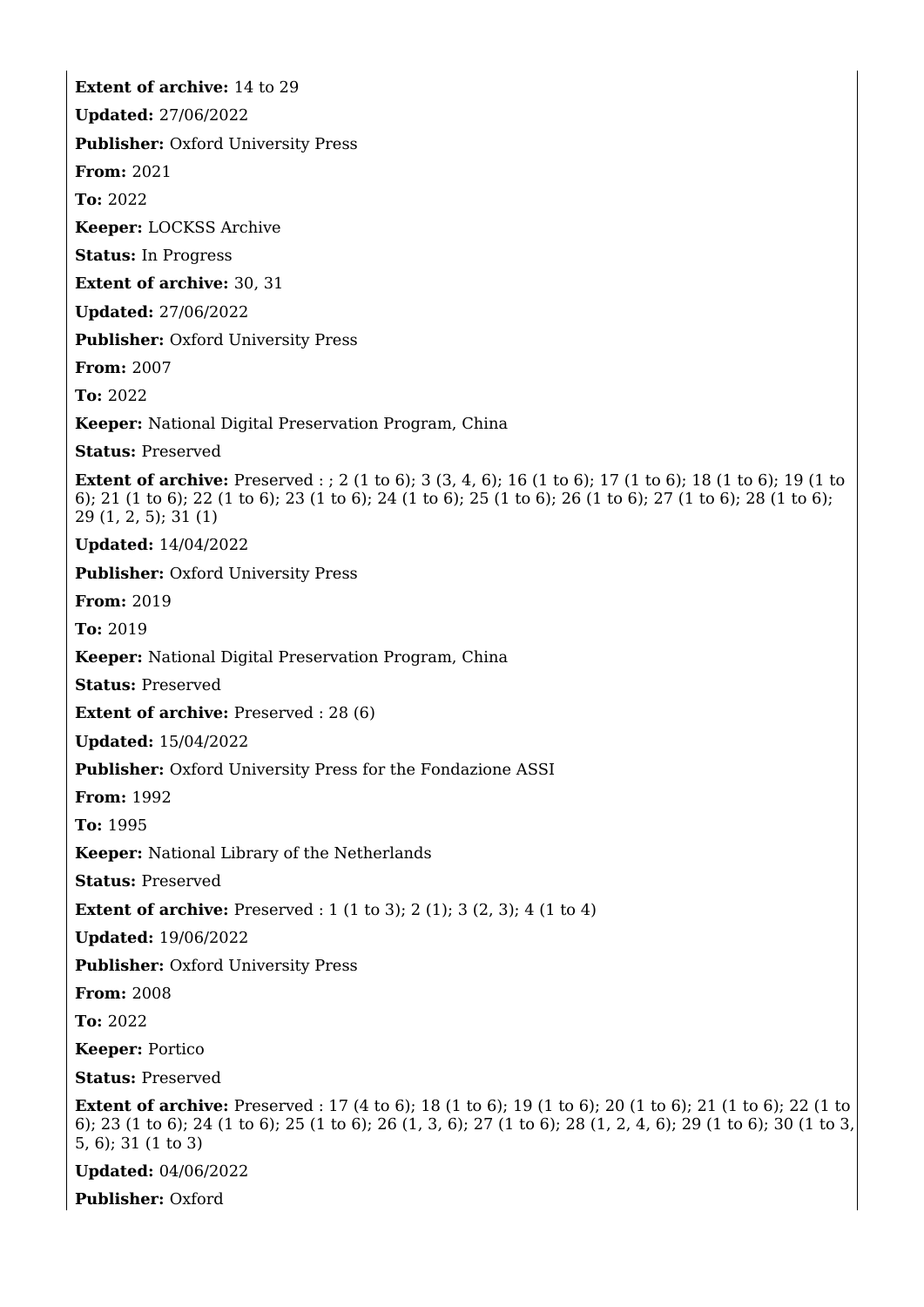**Extent of archive:** 14 to 29

**Updated:** 27/06/2022

**Publisher:** Oxford University Press

**From:** 2021

**To:** 2022

**Keeper:** LOCKSS Archive

**Status:** In Progress

**Extent of archive:** 30, 31

**Updated:** 27/06/2022

**Publisher:** Oxford University Press

**From:** 2007

**To:** 2022

**Keeper:** National Digital Preservation Program, China

**Status:** Preserved

**Extent of archive:** Preserved : ; 2 (1 to 6); 3 (3, 4, 6); 16 (1 to 6); 17 (1 to 6); 18 (1 to 6); 19 (1 to 6); 21 (1 to 6); 22 (1 to 6); 23 (1 to 6); 24 (1 to 6); 25 (1 to 6); 26 (1 to 6); 27 (1 to 6); 28 (1 to 6); 29 (1, 2, 5); 31 (1)

**Updated:** 14/04/2022

**Publisher:** Oxford University Press

**From:** 2019

**To:** 2019

**Keeper:** National Digital Preservation Program, China

**Status:** Preserved

**Extent of archive:** Preserved : 28 (6)

**Updated:** 15/04/2022

**Publisher:** Oxford University Press for the Fondazione ASSI

**From:** 1992

**To:** 1995

**Keeper:** National Library of the Netherlands

**Status:** Preserved

**Extent of archive:** Preserved : 1 (1 to 3); 2 (1); 3 (2, 3); 4 (1 to 4)

**Updated:** 19/06/2022

**Publisher:** Oxford University Press

**From:** 2008

**To:** 2022

**Keeper:** Portico

**Status:** Preserved

**Extent of archive:** Preserved : 17 (4 to 6); 18 (1 to 6); 19 (1 to 6); 20 (1 to 6); 21 (1 to 6); 22 (1 to 6); 23 (1 to 6); 24 (1 to 6); 25 (1 to 6); 26 (1, 3, 6); 27 (1 to 6); 28 (1, 2, 4, 6); 29 (1 to 6); 30 (1 to 3, 5, 6); 31 (1 to 3)

**Updated:** 04/06/2022

**Publisher:** Oxford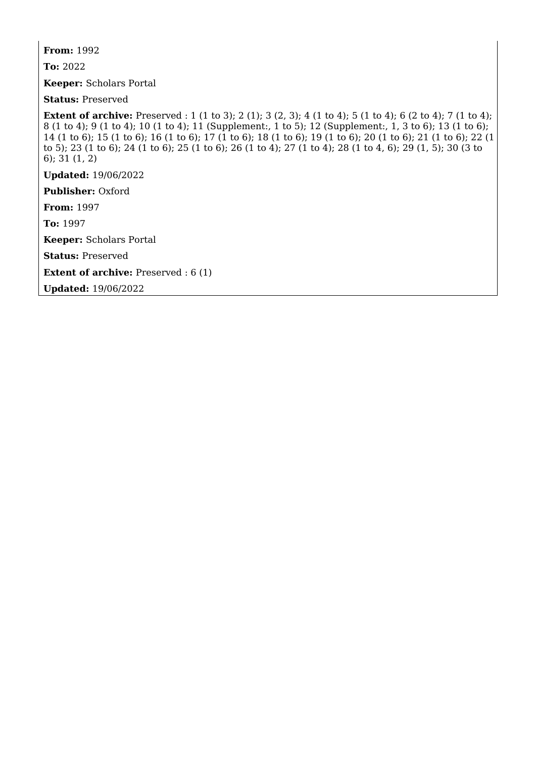**From:** 1992

**To:** 2022

**Keeper:** Scholars Portal

**Status:** Preserved

**Extent of archive:** Preserved : 1 (1 to 3); 2 (1); 3 (2, 3); 4 (1 to 4); 5 (1 to 4); 6 (2 to 4); 7 (1 to 4); 8 (1 to 4); 9 (1 to 4); 10 (1 to 4); 11 (Supplement:, 1 to 5); 12 (Supplement:, 1, 3 to 6); 13 (1 to 6); 14 (1 to 6); 15 (1 to 6); 16 (1 to 6); 17 (1 to 6); 18 (1 to 6); 19 (1 to 6); 20 (1 to 6); 21 (1 to 6); 22 (1 to 5); 23 (1 to 6); 24 (1 to 6); 25 (1 to 6); 26 (1 to 4); 27 (1 to 4); 28 (1 to 4, 6); 29 (1, 5); 30 (3 to 6); 31 (1, 2)

**Updated:** 19/06/2022

**Publisher:** Oxford

**From:** 1997

**To:** 1997

**Keeper:** Scholars Portal

**Status:** Preserved

**Extent of archive:** Preserved : 6 (1)

**Updated:** 19/06/2022